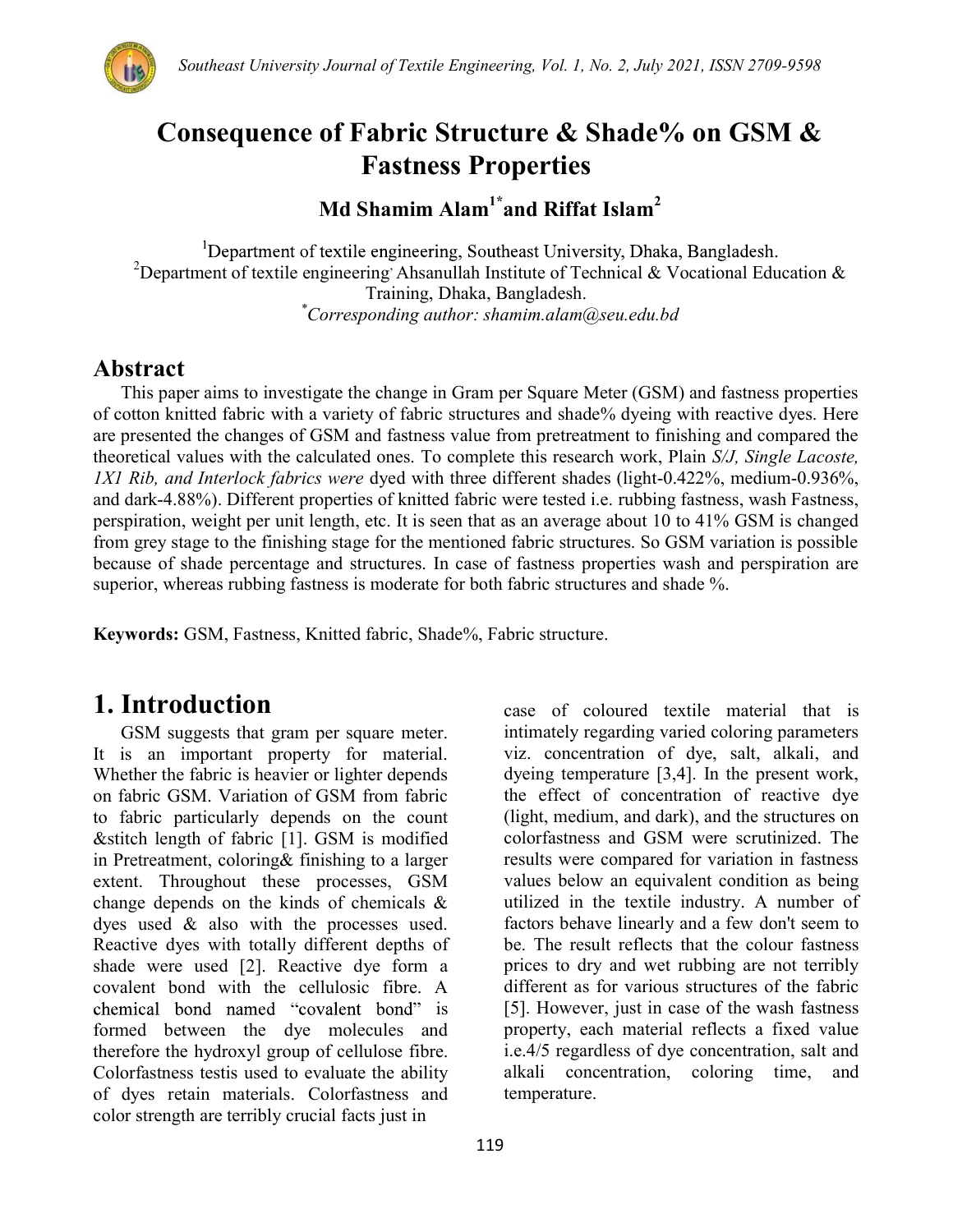# Consequence of Fabric Structure & Shade% on GSM & Fastness Properties

**Md Shamim Alam[1*] and Riffat Islam[2]**

[1]Department of textile engineering, Southeast University, Dhaka, Bangladesh.
[2]Department of textile engineering, Ahsanullah Institute of Technical & Vocational Education & Training, Dhaka, Bangladesh.
[*]*Corresponding author: shamim.alam@seu.edu.bd*

## Abstract

This paper aims to investigate the change in Gram per Square Meter (GSM) and fastness properties of cotton knitted fabric with a variety of fabric structures and shade% dyeing with reactive dyes. Here are presented the changes of GSM and fastness value from pretreatment to finishing and compared the theoretical values with the calculated ones. To complete this research work, Plain *S/J, Single Lacoste, 1X1 Rib, and Interlock fabrics were* dyed with three different shades (light-0.422%, medium-0.936%, and dark-4.88%). Different properties of knitted fabric were tested i.e. rubbing fastness, wash Fastness, perspiration, weight per unit length, etc. It is seen that as an average about 10 to 41% GSM is changed from grey stage to the finishing stage for the mentioned fabric structures. So GSM variation is possible because of shade percentage and structures. In case of fastness properties wash and perspiration are superior, whereas rubbing fastness is moderate for both fabric structures and shade %.

**Keywords:** GSM, Fastness, Knitted fabric, Shade%, Fabric structure.

# 1. Introduction

GSM suggests that gram per square meter. It is an important property for material. Whether the fabric is heavier or lighter depends on fabric GSM. Variation of GSM from fabric to fabric particularly depends on the count &stitch length of fabric [1]. GSM is modified in Pretreatment, coloring& finishing to a larger extent. Throughout these processes, GSM change depends on the kinds of chemicals & dyes used & also with the processes used. Reactive dyes with totally different depths of shade were used [2]. Reactive dye form a covalent bond with the cellulosic fibre. A chemical bond named "covalent bond" is formed between the dye molecules and therefore the hydroxyl group of cellulose fibre. Colorfastness testis used to evaluate the ability of dyes retain materials. Colorfastness and color strength are terribly crucial facts just in case of coloured textile material that is intimately regarding varied coloring parameters viz. concentration of dye, salt, alkali, and dyeing temperature [3,4]. In the present work, the effect of concentration of reactive dye (light, medium, and dark), and the structures on colorfastness and GSM were scrutinized. The results were compared for variation in fastness values below an equivalent condition as being utilized in the textile industry. A number of factors behave linearly and a few don't seem to be. The result reflects that the colour fastness prices to dry and wet rubbing are not terribly different as for various structures of the fabric [5]. However, just in case of the wash fastness property, each material reflects a fixed value i.e.4/5 regardless of dye concentration, salt and alkali concentration, coloring time, and temperature.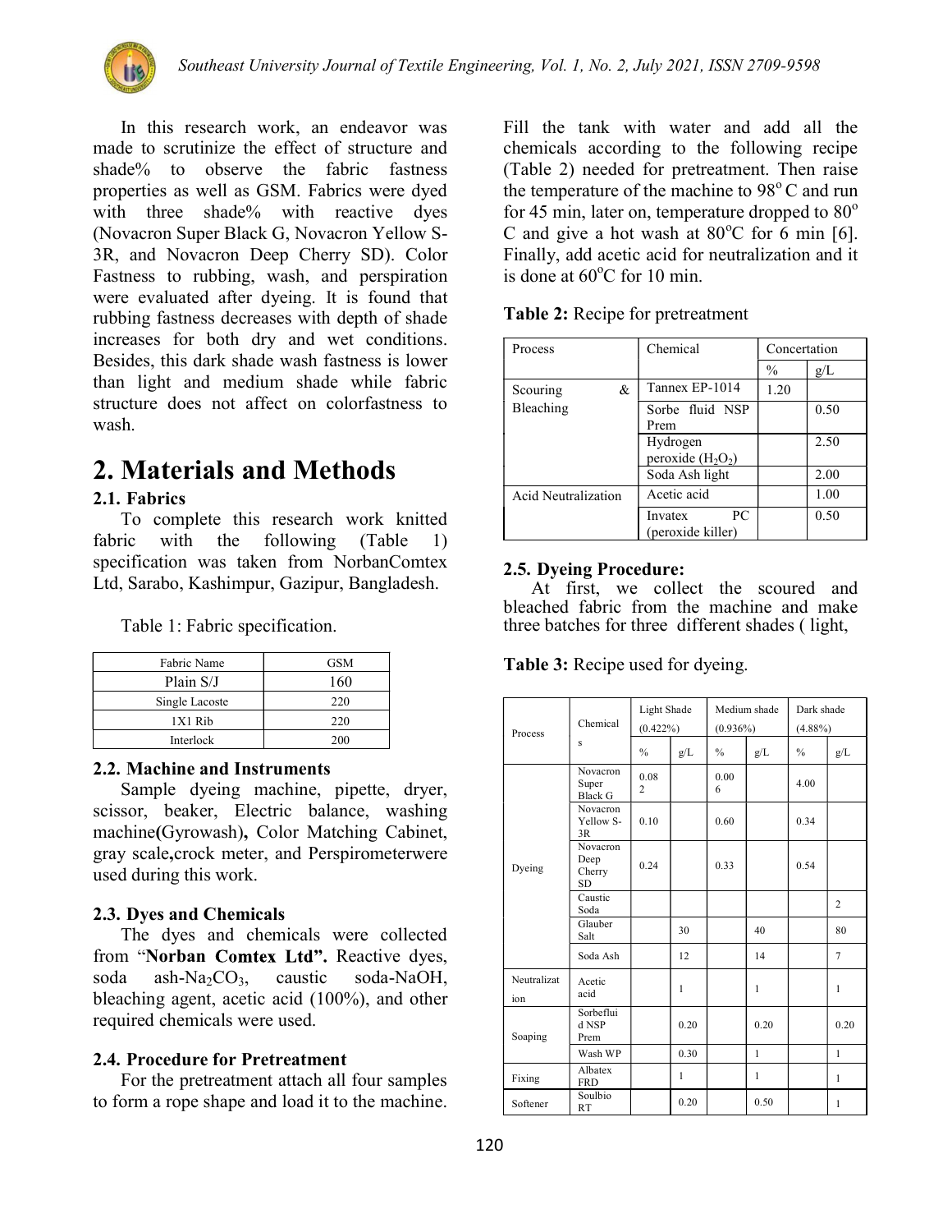In this research work, an endeavor was made to scrutinize the effect of structure and shade% to observe the fabric fastness properties as well as GSM. Fabrics were dyed with three shade% with reactive dyes (Novacron Super Black G, Novacron Yellow S-3R, and Novacron Deep Cherry SD). Color Fastness to rubbing, wash, and perspiration were evaluated after dyeing. It is found that rubbing fastness decreases with depth of shade increases for both dry and wet conditions. Besides, this dark shade wash fastness is lower than light and medium shade while fabric structure does not affect on colorfastness to wash.

# 2. Materials and Methods

### 2.1. Fabrics

To complete this research work knitted fabric with the following (Table 1) specification was taken from NorbanComtex Ltd, Sarabo, Kashimpur, Gazipur, Bangladesh.

Table 1: Fabric specification.

| Fabric Name | GSM |
|---|---|
| Plain S/J | 160 |
| Single Lacoste | 220 |
| 1X1 Rib | 220 |
| Interlock | 200 |

### 2.2. Machine and Instruments

Sample dyeing machine, pipette, dryer, scissor, beaker, Electric balance, washing machine**(**Gyrowash**)**, Color Matching Cabinet, gray scale**,**crock meter, and Perspirometerwere used during this work.

### 2.3. Dyes and Chemicals

The dyes and chemicals were collected from "**Norban Comtex Ltd".** Reactive dyes, soda ash-$Na_2CO_3$, caustic soda-NaOH, bleaching agent, acetic acid (100%), and other required chemicals were used.

### 2.4. Procedure for Pretreatment

For the pretreatment attach all four samples to form a rope shape and load it to the machine. Fill the tank with water and add all the chemicals according to the following recipe (Table 2) needed for pretreatment. Then raise the temperature of the machine to 98$^o$ C and run for 45 min, later on, temperature dropped to 80$^o$ C and give a hot wash at 80$^o$C for 6 min [6]. Finally, add acetic acid for neutralization and it is done at 60$^o$C for 10 min.

**Table 2:** Recipe for pretreatment

| Process | Chemical | Concertation | |
|---|---|---|---|
| | | % | g/L |
| Scouring & Bleaching | Tannex EP-1014 | 1.20 | |
| | Sorbe fluid NSP Prem | | 0.50 |
| | Hydrogen peroxide ($H_2O_2$) | | 2.50 |
| | Soda Ash light | | 2.00 |
| Acid Neutralization | Acetic acid | | 1.00 |
| | Invatex PC (peroxide killer) | | 0.50 |

### 2.5. Dyeing Procedure:

At first, we collect the scoured and bleached fabric from the machine and make three batches for three different shades ( light,

**Table 3:** Recipe used for dyeing.

| Process | Chemicals | Light Shade (0.422%) | | Medium shade (0.936%) | | Dark shade (4.88%) | |
|---|---|---|---|---|---|---|---|
| | | % | g/L | % | g/L | % | g/L |
| Dyeing | Novacron Super Black G | 0.082 | | 0.006 | | 4.00 | |
| | Novacron Yellow S-3R | 0.10 | | 0.60 | | 0.34 | |
| | Novacron Deep Cherry SD | 0.24 | | 0.33 | | 0.54 | |
| | Caustic Soda | | | | | | 2 |
| | Glauber Salt | | 30 | | 40 | | 80 |
| | Soda Ash | | 12 | | 14 | | 7 |
| Neutralization | Acetic acid | | 1 | | 1 | | 1 |
| Soaping | Sorbefluid NSP Prem | | 0.20 | | 0.20 | | 0.20 |
| | Wash WP | | 0.30 | | 1 | | 1 |
| Fixing | Albatex FRD | | 1 | | 1 | | 1 |
| Softener | Soulbio RT | | 0.20 | | 0.50 | | 1 |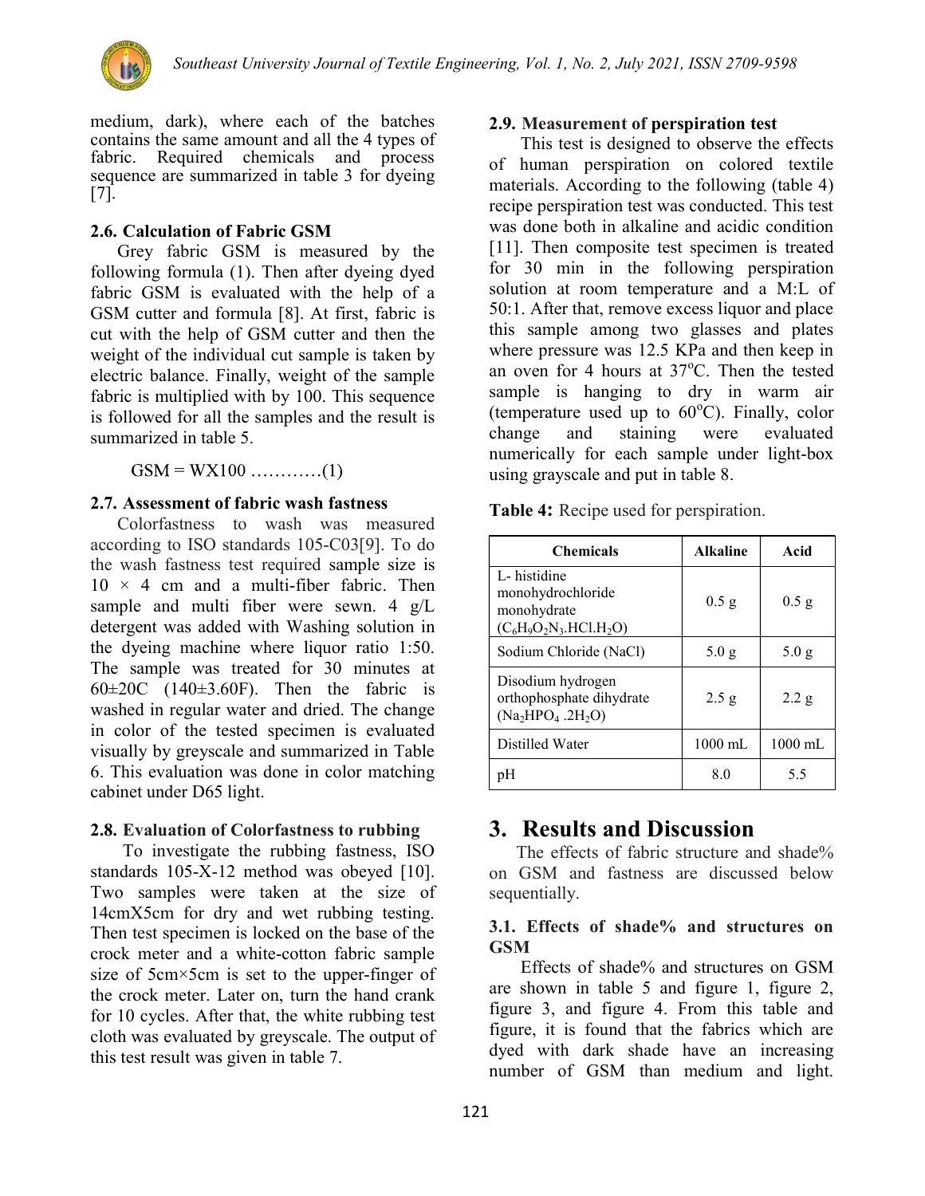medium, dark), where each of the batches contains the same amount and all the 4 types of fabric. Required chemicals and process sequence are summarized in table 3 for dyeing [7].

### 2.6. Calculation of Fabric GSM

Grey fabric GSM is measured by the following formula (1). Then after dyeing dyed fabric GSM is evaluated with the help of a GSM cutter and formula [8]. At first, fabric is cut with the help of GSM cutter and then the weight of the individual cut sample is taken by electric balance. Finally, weight of the sample fabric is multiplied with by 100. This sequence is followed for all the samples and the result is summarized in table 5.

$$GSM = W \times 100 \quad \text{............(1)}$$

### 2.7. Assessment of fabric wash fastness

Colorfastness to wash was measured according to ISO standards 105-C03[9]. To do the wash fastness test required sample size is 10 × 4 cm and a multi-fiber fabric. Then sample and multi fiber were sewn. 4 g/L detergent was added with Washing solution in the dyeing machine where liquor ratio 1:50. The sample was treated for 30 minutes at 60±20C (140±3.60F). Then the fabric is washed in regular water and dried. The change in color of the tested specimen is evaluated visually by greyscale and summarized in Table 6. This evaluation was done in color matching cabinet under D65 light.

### 2.8. Evaluation of Colorfastness to rubbing

To investigate the rubbing fastness, ISO standards 105-X-12 method was obeyed [10]. Two samples were taken at the size of 14cmX5cm for dry and wet rubbing testing. Then test specimen is locked on the base of the crock meter and a white-cotton fabric sample size of 5cm×5cm is set to the upper-finger of the crock meter. Later on, turn the hand crank for 10 cycles. After that, the white rubbing test cloth was evaluated by greyscale. The output of this test result was given in table 7.

### 2.9. Measurement of perspiration test

This test is designed to observe the effects of human perspiration on colored textile materials. According to the following (table 4) recipe perspiration test was conducted. This test was done both in alkaline and acidic condition [11]. Then composite test specimen is treated for 30 min in the following perspiration solution at room temperature and a M:L of 50:1. After that, remove excess liquor and place this sample among two glasses and plates where pressure was 12.5 KPa and then keep in an oven for 4 hours at 37°C. Then the tested sample is hanging to dry in warm air (temperature used up to 60°C). Finally, color change and staining were evaluated numerically for each sample under light-box using grayscale and put in table 8.

**Table 4:** Recipe used for perspiration.

| Chemicals | Alkaline | Acid |
|---|---|---|
| L- histidine monohydrochloride monohydrate ($C_6H_9O_2N_3.HCl.H_2O$) | 0.5 g | 0.5 g |
| Sodium Chloride (NaCl) | 5.0 g | 5.0 g |
| Disodium hydrogen orthophosphate dihydrate ($Na_2HPO_4 .2H_2O$) | 2.5 g | 2.2 g |
| Distilled Water | 1000 mL | 1000 mL |
| pH | 8.0 | 5.5 |

## 3. Results and Discussion

The effects of fabric structure and shade% on GSM and fastness are discussed below sequentially.

### 3.1. Effects of shade% and structures on GSM

Effects of shade% and structures on GSM are shown in table 5 and figure 1, figure 2, figure 3, and figure 4. From this table and figure, it is found that the fabrics which are dyed with dark shade have an increasing number of GSM than medium and light.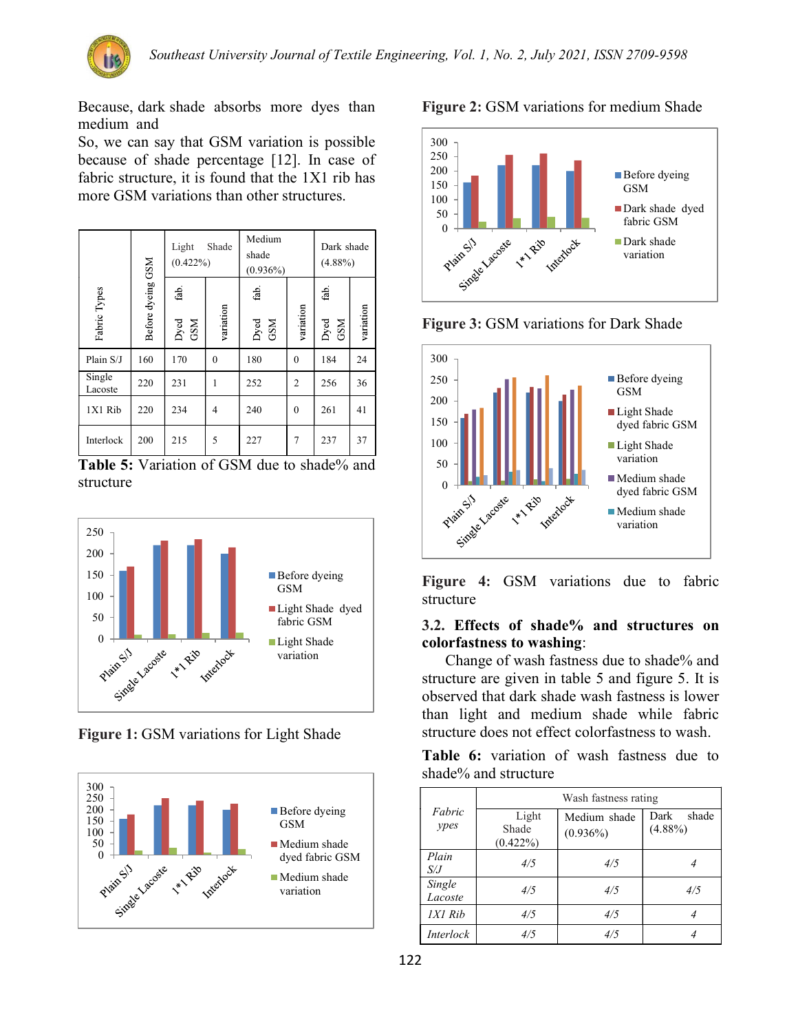Because, dark shade absorbs more dyes than medium and

So, we can say that GSM variation is possible because of shade percentage [12]. In case of fabric structure, it is found that the 1X1 rib has more GSM variations than other structures.

| Fabric Types | Before dyeing GSM | Light Shade (0.422%) | | Medium shade (0.936%) | | Dark shade (4.88%) | |
|---|---|---|---|---|---|---|---|
| | | Dyed fab. GSM | variation | Dyed fab. GSM | variation | Dyed fab. GSM | variation |
| Plain S/J | 160 | 170 | 0 | 180 | 0 | 184 | 24 |
| Single Lacoste | 220 | 231 | 1 | 252 | 2 | 256 | 36 |
| 1X1 Rib | 220 | 234 | 4 | 240 | 0 | 261 | 41 |
| Interlock | 200 | 215 | 5 | 227 | 7 | 237 | 37 |

**Table 5:** Variation of GSM due to shade% and structure

**Figure 1:** GSM variations for Light Shade

**Figure 2:** GSM variations for medium Shade

**Figure 3:** GSM variations for Dark Shade

**Figure 4:** GSM variations due to fabric structure

### 3.2. Effects of shade% and structures on colorfastness to washing:

Change of wash fastness due to shade% and structure are given in table 5 and figure 5. It is observed that dark shade wash fastness is lower than light and medium shade while fabric structure does not effect colorfastness to wash.

**Table 6:** variation of wash fastness due to shade% and structure

| *Fabric ypes* | Wash fastness rating | | |
|---|---|---|---|
| | Light Shade (0.422%) | Medium shade (0.936%) | Dark shade (4.88%) |
| *Plain S/J* | *4/5* | *4/5* | *4* |
| *Single Lacoste* | *4/5* | *4/5* | *4/5* |
| *1X1 Rib* | *4/5* | *4/5* | *4* |
| *Interlock* | *4/5* | *4/5* | *4* |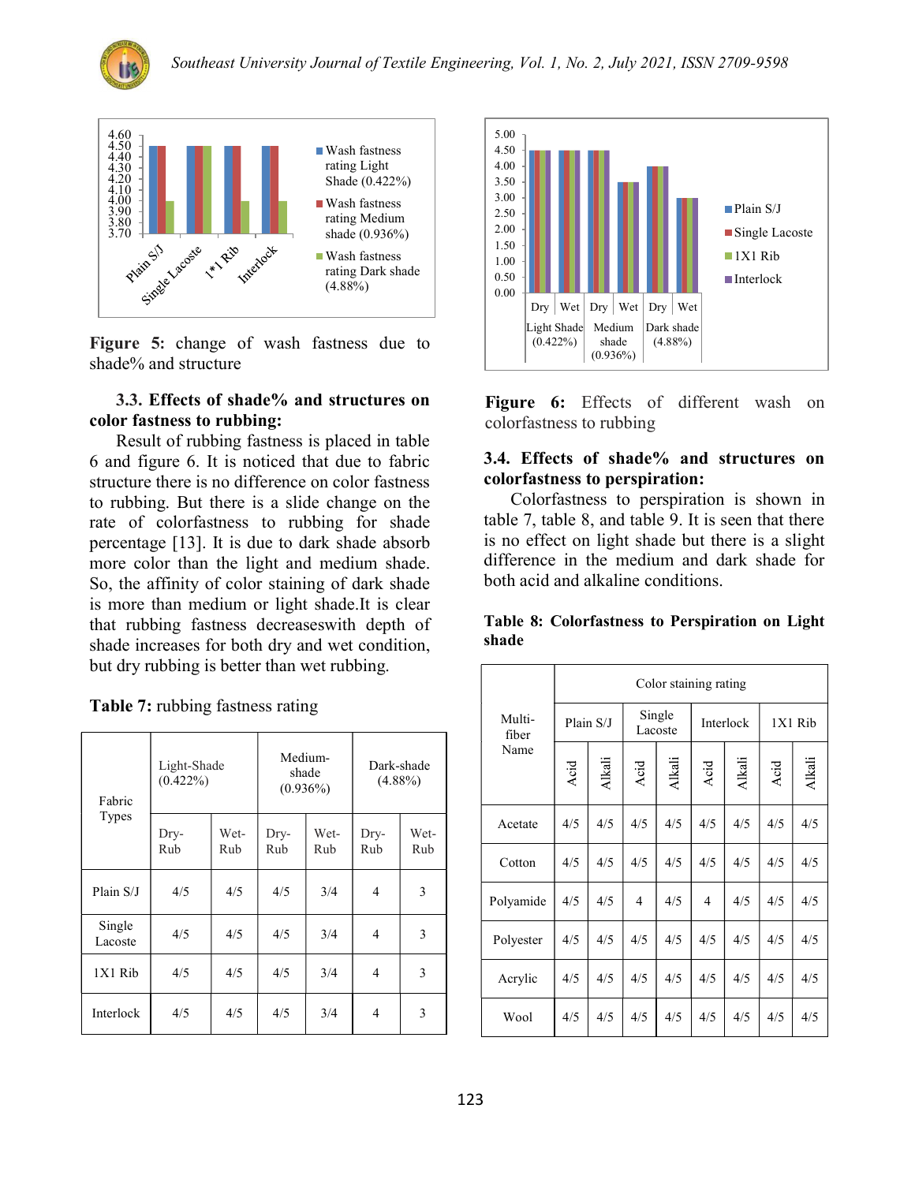**Figure 5:** change of wash fastness due to shade% and structure

### 3.3. Effects of shade% and structures on color fastness to rubbing:

Result of rubbing fastness is placed in table 6 and figure 6. It is noticed that due to fabric structure there is no difference on color fastness to rubbing. But there is a slide change on the rate of colorfastness to rubbing for shade percentage [13]. It is due to dark shade absorb more color than the light and medium shade. So, the affinity of color staining of dark shade is more than medium or light shade.It is clear that rubbing fastness decreaseswith depth of shade increases for both dry and wet condition, but dry rubbing is better than wet rubbing.

**Table 7:** rubbing fastness rating

| Fabric Types | Light-Shade (0.422%) | | Medium-shade (0.936%) | | Dark-shade (4.88%) | |
|---|---|---|---|---|---|---|
| | Dry-Rub | Wet-Rub | Dry-Rub | Wet-Rub | Dry-Rub | Wet-Rub |
| Plain S/J | 4/5 | 4/5 | 4/5 | 3/4 | 4 | 3 |
| Single Lacoste | 4/5 | 4/5 | 4/5 | 3/4 | 4 | 3 |
| 1X1 Rib | 4/5 | 4/5 | 4/5 | 3/4 | 4 | 3 |
| Interlock | 4/5 | 4/5 | 4/5 | 3/4 | 4 | 3 |

**Figure 6:** Effects of different wash on colorfastness to rubbing

### 3.4. Effects of shade% and structures on colorfastness to perspiration:

Colorfastness to perspiration is shown in table 7, table 8, and table 9. It is seen that there is no effect on light shade but there is a slight difference in the medium and dark shade for both acid and alkaline conditions.

**Table 8: Colorfastness to Perspiration on Light shade**

| Multi-fiber Name | Color staining rating | | | | | | | |
|---|---|---|---|---|---|---|---|---|
| | Plain S/J | | Single Lacoste | | Interlock | | 1X1 Rib | |
| | Acid | Alkali | Acid | Alkali | Acid | Alkali | Acid | Alkali |
| Acetate | 4/5 | 4/5 | 4/5 | 4/5 | 4/5 | 4/5 | 4/5 | 4/5 |
| Cotton | 4/5 | 4/5 | 4/5 | 4/5 | 4/5 | 4/5 | 4/5 | 4/5 |
| Polyamide | 4/5 | 4/5 | 4 | 4/5 | 4 | 4/5 | 4/5 | 4/5 |
| Polyester | 4/5 | 4/5 | 4/5 | 4/5 | 4/5 | 4/5 | 4/5 | 4/5 |
| Acrylic | 4/5 | 4/5 | 4/5 | 4/5 | 4/5 | 4/5 | 4/5 | 4/5 |
| Wool | 4/5 | 4/5 | 4/5 | 4/5 | 4/5 | 4/5 | 4/5 | 4/5 |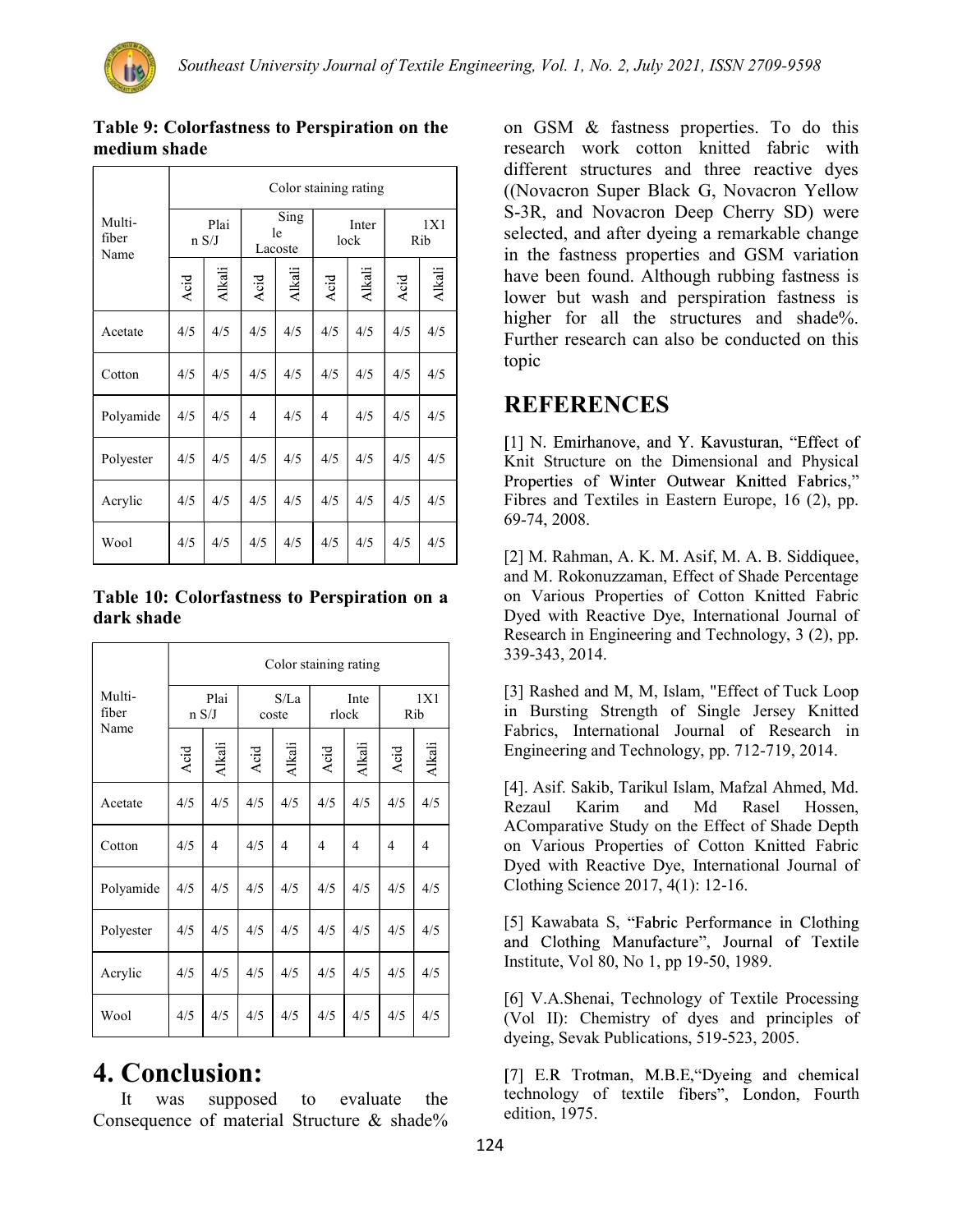**Table 9: Colorfastness to Perspiration on the medium shade**

| Multi-fiber Name | Color staining rating | | | | | | | |
|---|---|---|---|---|---|---|---|---|
| | Plain S/J | | Single Lacoste | | Interlock | | 1X1 Rib | |
| | Acid | Alkali | Acid | Alkali | Acid | Alkali | Acid | Alkali |
| Acetate | 4/5 | 4/5 | 4/5 | 4/5 | 4/5 | 4/5 | 4/5 | 4/5 |
| Cotton | 4/5 | 4/5 | 4/5 | 4/5 | 4/5 | 4/5 | 4/5 | 4/5 |
| Polyamide | 4/5 | 4/5 | 4 | 4/5 | 4 | 4/5 | 4/5 | 4/5 |
| Polyester | 4/5 | 4/5 | 4/5 | 4/5 | 4/5 | 4/5 | 4/5 | 4/5 |
| Acrylic | 4/5 | 4/5 | 4/5 | 4/5 | 4/5 | 4/5 | 4/5 | 4/5 |
| Wool | 4/5 | 4/5 | 4/5 | 4/5 | 4/5 | 4/5 | 4/5 | 4/5 |

**Table 10: Colorfastness to Perspiration on a dark shade**

| Multi-fiber Name | Color staining rating | | | | | | | |
|---|---|---|---|---|---|---|---|---|
| | Plain S/J | | S/Lacoste | | Interlock | | 1X1 Rib | |
| | Acid | Alkali | Acid | Alkali | Acid | Alkali | Acid | Alkali |
| Acetate | 4/5 | 4/5 | 4/5 | 4/5 | 4/5 | 4/5 | 4/5 | 4/5 |
| Cotton | 4/5 | 4 | 4/5 | 4 | 4 | 4 | 4 | 4 |
| Polyamide | 4/5 | 4/5 | 4/5 | 4/5 | 4/5 | 4/5 | 4/5 | 4/5 |
| Polyester | 4/5 | 4/5 | 4/5 | 4/5 | 4/5 | 4/5 | 4/5 | 4/5 |
| Acrylic | 4/5 | 4/5 | 4/5 | 4/5 | 4/5 | 4/5 | 4/5 | 4/5 |
| Wool | 4/5 | 4/5 | 4/5 | 4/5 | 4/5 | 4/5 | 4/5 | 4/5 |

# 4. Conclusion:

It was supposed to evaluate the Consequence of material Structure & shade% on GSM & fastness properties. To do this research work cotton knitted fabric with different structures and three reactive dyes ((Novacron Super Black G, Novacron Yellow S-3R, and Novacron Deep Cherry SD) were selected, and after dyeing a remarkable change in the fastness properties and GSM variation have been found. Although rubbing fastness is lower but wash and perspiration fastness is higher for all the structures and shade%. Further research can also be conducted on this topic

# REFERENCES

[1] N. Emirhanove, and Y. Kavusturan, "Effect of Knit Structure on the Dimensional and Physical Properties of Winter Outwear Knitted Fabrics," Fibres and Textiles in Eastern Europe, 16 (2), pp. 69-74, 2008.

[2] M. Rahman, A. K. M. Asif, M. A. B. Siddiquee, and M. Rokonuzzaman, Effect of Shade Percentage on Various Properties of Cotton Knitted Fabric Dyed with Reactive Dye, International Journal of Research in Engineering and Technology, 3 (2), pp. 339-343, 2014.

[3] Rashed and M, M, Islam, "Effect of Tuck Loop in Bursting Strength of Single Jersey Knitted Fabrics, International Journal of Research in Engineering and Technology, pp. 712-719, 2014.

[4]. Asif. Sakib, Tarikul Islam, Mafzal Ahmed, Md. Rezaul Karim and Md Rasel Hossen, AComparative Study on the Effect of Shade Depth on Various Properties of Cotton Knitted Fabric Dyed with Reactive Dye, International Journal of Clothing Science 2017, 4(1): 12-16.

[5] Kawabata S, "Fabric Performance in Clothing and Clothing Manufacture", Journal of Textile Institute, Vol 80, No 1, pp 19-50, 1989.

[6] V.A.Shenai, Technology of Textile Processing (Vol II): Chemistry of dyes and principles of dyeing, Sevak Publications, 519-523, 2005.

[7] E.R Trotman, M.B.E,"Dyeing and chemical technology of textile fibers", London, Fourth edition, 1975.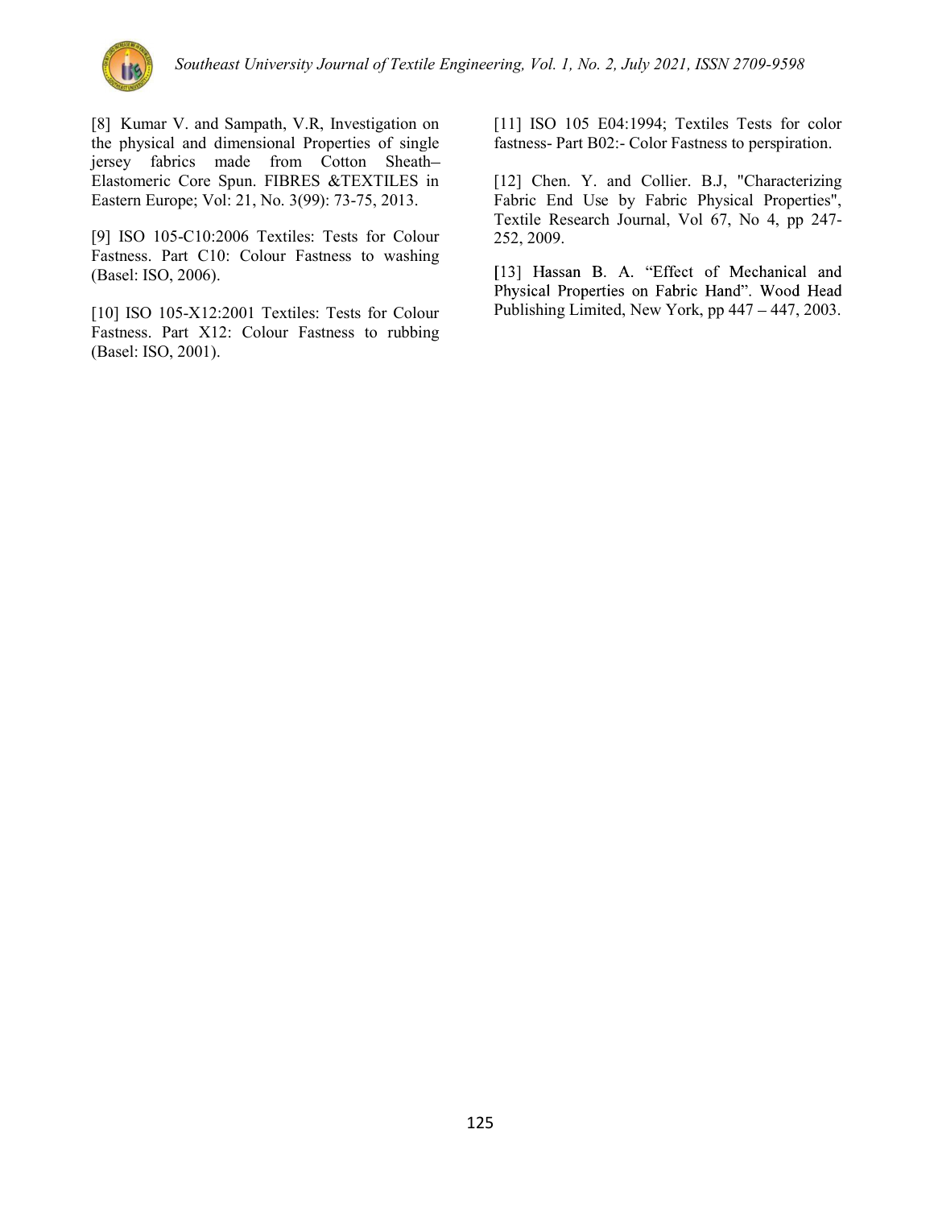[8] Kumar V. and Sampath, V.R, Investigation on the physical and dimensional Properties of single jersey fabrics made from Cotton Sheath–Elastomeric Core Spun. FIBRES &TEXTILES in Eastern Europe; Vol: 21, No. 3(99): 73-75, 2013.

[9] ISO 105-C10:2006 Textiles: Tests for Colour Fastness. Part C10: Colour Fastness to washing (Basel: ISO, 2006).

[10] ISO 105-X12:2001 Textiles: Tests for Colour Fastness. Part X12: Colour Fastness to rubbing (Basel: ISO, 2001).

[11] ISO 105 E04:1994; Textiles Tests for color fastness- Part B02:- Color Fastness to perspiration.

[12] Chen. Y. and Collier. B.J, "Characterizing Fabric End Use by Fabric Physical Properties", Textile Research Journal, Vol 67, No 4, pp 247-252, 2009.

[13] Hassan B. A. "Effect of Mechanical and Physical Properties on Fabric Hand". Wood Head Publishing Limited, New York, pp 447 – 447, 2003.